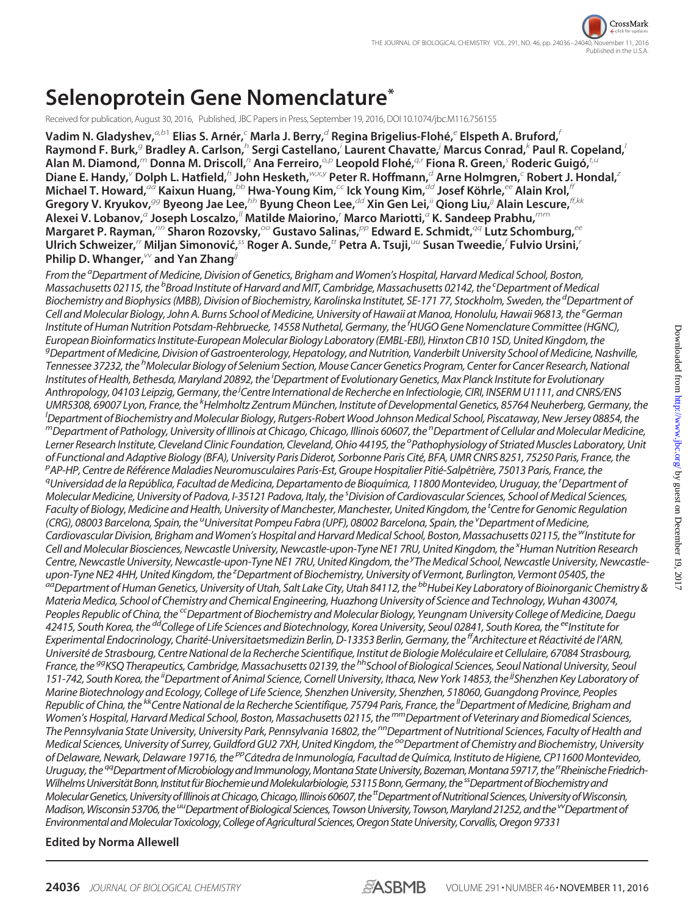# Selenoprotein Gene Nomenclature*

Received for publication, August 30, 2016, Published, JBC Papers in Press, September 19, 2016, DOI 10.1074/jbc.M116.756155

**Vadim N. Gladyshev,**[a,b1] **Elias S. Arnér,**[c] **Marla J. Berry,**[d] **Regina Brigelius-Flohé,**[e] **Elspeth A. Bruford,**[f] **Raymond F. Burk,**[g] **Bradley A. Carlson,**[h] **Sergi Castellano,**[i] **Laurent Chavatte,**[j] **Marcus Conrad,**[k] **Paul R. Copeland,**[l] **Alan M. Diamond,**[m] **Donna M. Driscoll,**[n] **Ana Ferreiro,**[o,p] **Leopold Flohé,**[q,r] **Fiona R. Green,**[s] **Roderic Guigó,**[t,u] **Diane E. Handy,**[v] **Dolph L. Hatfield,**[h] **John Hesketh,**[w,x,y] **Peter R. Hoffmann,**[d] **Arne Holmgren,**[c] **Robert J. Hondal,**[z] **Michael T. Howard,**[aa] **Kaixun Huang,**[bb] **Hwa-Young Kim,**[cc] **Ick Young Kim,**[dd] **Josef Köhrle,**[ee] **Alain Krol,**[ff] **Gregory V. Kryukov,**[gg] **Byeong Jae Lee,**[hh] **Byung Cheon Lee,**[dd] **Xin Gen Lei,**[ii] **Qiong Liu,**[jj] **Alain Lescure,**[ff,kk] **Alexei V. Lobanov,**[a] **Joseph Loscalzo,**[ll] **Matilde Maiorino,**[r] **Marco Mariotti,**[a] **K. Sandeep Prabhu,**[mm] **Margaret P. Rayman,**[nn] **Sharon Rozovsky,**[oo] **Gustavo Salinas,**[pp] **Edward E. Schmidt,**[qq] **Lutz Schomburg,**[ee] **Ulrich Schweizer,**[rr] **Miljan Simonović,**[ss] **Roger A. Sunde,**[tt] **Petra A. Tsuji,**[uu] **Susan Tweedie,**[f] **Fulvio Ursini,**[r] **Philip D. Whanger,**[vv] **and Yan Zhang**[jj]

*From the [a]Department of Medicine, Division of Genetics, Brigham and Women's Hospital, Harvard Medical School, Boston, Massachusetts 02115, the [b]Broad Institute of Harvard and MIT, Cambridge, Massachusetts 02142, the [c]Department of Medical Biochemistry and Biophysics (MBB), Division of Biochemistry, Karolinska Institutet, SE-171 77, Stockholm, Sweden, the [d]Department of Cell and Molecular Biology, John A. Burns School of Medicine, University of Hawaii at Manoa, Honolulu, Hawaii 96813, the [e]German Institute of Human Nutrition Potsdam-Rehbruecke, 14558 Nuthetal, Germany, the [f]HUGO Gene Nomenclature Committee (HGNC), European Bioinformatics Institute-European Molecular Biology Laboratory (EMBL-EBI), Hinxton CB10 1SD, United Kingdom, the [g]Department of Medicine, Division of Gastroenterology, Hepatology, and Nutrition, Vanderbilt University School of Medicine, Nashville, Tennessee 37232, the [h]Molecular Biology of Selenium Section, Mouse Cancer Genetics Program, Center for Cancer Research, National Institutes of Health, Bethesda, Maryland 20892, the [i]Department of Evolutionary Genetics, Max Planck Institute for Evolutionary Anthropology, 04103 Leipzig, Germany, the [j]Centre International de Recherche en Infectiologie, CIRI, INSERM U1111, and CNRS/ENS UMR5308, 69007 Lyon, France, the [k]Helmholtz Zentrum München, Institute of Developmental Genetics, 85764 Neuherberg, Germany, the [l]Department of Biochemistry and Molecular Biology, Rutgers-Robert Wood Johnson Medical School, Piscataway, New Jersey 08854, the [m]Department of Pathology, University of Illinois at Chicago, Chicago, Illinois 60607, the [n]Department of Cellular and Molecular Medicine, Lerner Research Institute, Cleveland Clinic Foundation, Cleveland, Ohio 44195, the [o]Pathophysiology of Striated Muscles Laboratory, Unit of Functional and Adaptive Biology (BFA), University Paris Diderot, Sorbonne Paris Cité, BFA, UMR CNRS 8251, 75250 Paris, France, the [p]AP-HP, Centre de Référence Maladies Neuromusculaires Paris-Est, Groupe Hospitalier Pitié-Salpêtrière, 75013 Paris, France, the [q]Universidad de la República, Facultad de Medicina, Departamento de Bioquímica, 11800 Montevideo, Uruguay, the [r]Department of Molecular Medicine, University of Padova, I-35121 Padova, Italy, the [s]Division of Cardiovascular Sciences, School of Medical Sciences, Faculty of Biology, Medicine and Health, University of Manchester, Manchester, United Kingdom, the [t]Centre for Genomic Regulation (CRG), 08003 Barcelona, Spain, the [u]Universitat Pompeu Fabra (UPF), 08002 Barcelona, Spain, the [v]Department of Medicine, Cardiovascular Division, Brigham and Women's Hospital and Harvard Medical School, Boston, Massachusetts 02115, the [w]Institute for Cell and Molecular Biosciences, Newcastle University, Newcastle-upon-Tyne NE1 7RU, United Kingdom, the [x]Human Nutrition Research Centre, Newcastle University, Newcastle-upon-Tyne NE1 7RU, United Kingdom, the [y]The Medical School, Newcastle University, Newcastle-upon-Tyne NE2 4HH, United Kingdom, the [z]Department of Biochemistry, University of Vermont, Burlington, Vermont 05405, the [aa]Department of Human Genetics, University of Utah, Salt Lake City, Utah 84112, the [bb]Hubei Key Laboratory of Bioinorganic Chemistry & Materia Medica, School of Chemistry and Chemical Engineering, Huazhong University of Science and Technology, Wuhan 430074, Peoples Republic of China, the [cc]Department of Biochemistry and Molecular Biology, Yeungnam University College of Medicine, Daegu 42415, South Korea, the [dd]College of Life Sciences and Biotechnology, Korea University, Seoul 02841, South Korea, the [ee]Institute for Experimental Endocrinology, Charité-Universitaetsmedizin Berlin, D-13353 Berlin, Germany, the [ff]Architecture et Réactivité de l'ARN, Université de Strasbourg, Centre National de la Recherche Scientifique, Institut de Biologie Moléculaire et Cellulaire, 67084 Strasbourg, France, the [gg]KSQ Therapeutics, Cambridge, Massachusetts 02139, the [hh]School of Biological Sciences, Seoul National University, Seoul 151-742, South Korea, the [ii]Department of Animal Science, Cornell University, Ithaca, New York 14853, the [jj]Shenzhen Key Laboratory of Marine Biotechnology and Ecology, College of Life Science, Shenzhen University, Shenzhen, 518060, Guangdong Province, Peoples Republic of China, the [kk]Centre National de la Recherche Scientifique, 75794 Paris, France, the [ll]Department of Medicine, Brigham and Women's Hospital, Harvard Medical School, Boston, Massachusetts 02115, the [mm]Department of Veterinary and Biomedical Sciences, The Pennsylvania State University, University Park, Pennsylvania 16802, the [nn]Department of Nutritional Sciences, Faculty of Health and Medical Sciences, University of Surrey, Guildford GU2 7XH, United Kingdom, the [oo]Department of Chemistry and Biochemistry, University of Delaware, Newark, Delaware 19716, the [pp]Cátedra de Inmunología, Facultad de Química, Instituto de Higiene, CP11600 Montevideo, Uruguay, the [qq]Department of Microbiology and Immunology, Montana State University, Bozeman, Montana 59717, the [rr]Rheinische Friedrich-Wilhelms Universität Bonn, Institut für Biochemie und Molekularbiologie, 53115 Bonn, Germany, the [ss]Department of Biochemistry and Molecular Genetics, University of Illinois at Chicago, Chicago, Illinois 60607, the [tt]Department of Nutritional Sciences, University of Wisconsin, Madison, Wisconsin 53706, the [uu]Department of Biological Sciences, Towson University, Towson, Maryland 21252, and the [vv]Department of Environmental and Molecular Toxicology, College of Agricultural Sciences, Oregon State University, Corvallis, Oregon 97331*

**Edited by Norma Allewell**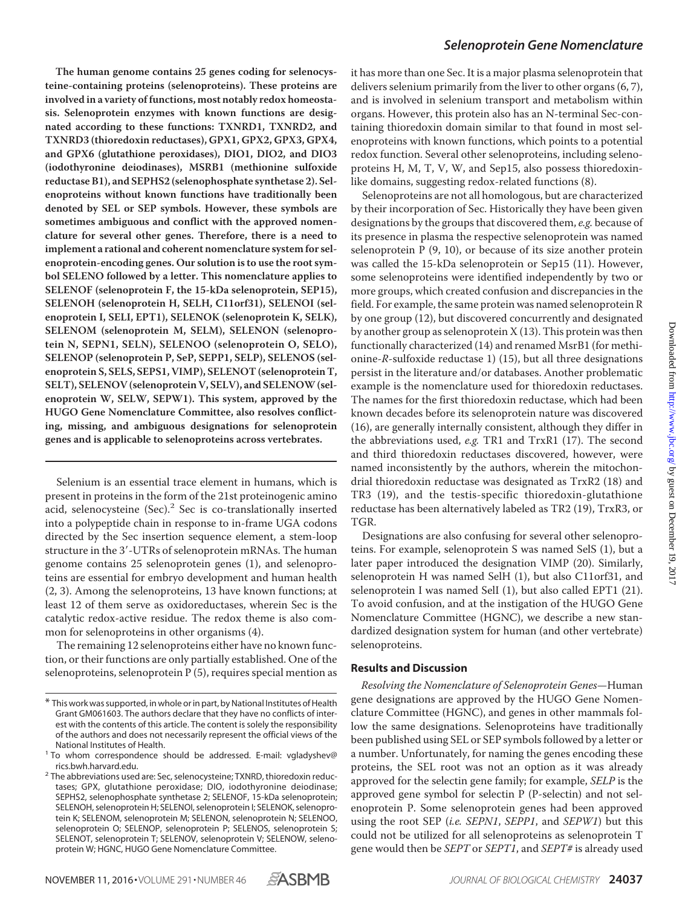**The human genome contains 25 genes coding for selenocysteine-containing proteins (selenoproteins). These proteins are involved in a variety of functions, most notably redox homeostasis. Selenoprotein enzymes with known functions are designated according to these functions: TXNRD1, TXNRD2, and TXNRD3 (thioredoxin reductases), GPX1, GPX2, GPX3, GPX4, and GPX6 (glutathione peroxidases), DIO1, DIO2, and DIO3 (iodothyronine deiodinases), MSRB1 (methionine sulfoxide reductase B1), and SEPHS2 (selenophosphate synthetase 2). Selenoproteins without known functions have traditionally been denoted by SEL or SEP symbols. However, these symbols are sometimes ambiguous and conflict with the approved nomenclature for several other genes. Therefore, there is a need to implement a rational and coherent nomenclature system for selenoprotein-encoding genes. Our solution is to use the root symbol SELENO followed by a letter. This nomenclature applies to SELENOF (selenoprotein F, the 15-kDa selenoprotein, SEP15), SELENOH (selenoprotein H, SELH, C11orf31), SELENOI (selenoprotein I, SELI, EPT1), SELENOK (selenoprotein K, SELK), SELENOM (selenoprotein M, SELM), SELENON (selenoprotein N, SEPN1, SELN), SELENOO (selenoprotein O, SELO), SELENOP (selenoprotein P, SeP, SEPP1, SELP), SELENOS (selenoprotein S, SELS, SEPS1, VIMP), SELENOT (selenoprotein T, SELT), SELENOV (selenoprotein V, SELV), and SELENOW (selenoprotein W, SELW, SEPW1). This system, approved by the HUGO Gene Nomenclature Committee, also resolves conflicting, missing, and ambiguous designations for selenoprotein genes and is applicable to selenoproteins across vertebrates.**

Selenium is an essential trace element in humans, which is present in proteins in the form of the 21st proteinogenic amino acid, selenocysteine (Sec).[2] Sec is co-translationally inserted into a polypeptide chain in response to in-frame UGA codons directed by the Sec insertion sequence element, a stem-loop structure in the 3′-UTRs of selenoprotein mRNAs. The human genome contains 25 selenoprotein genes (1), and selenoproteins are essential for embryo development and human health (2, 3). Among the selenoproteins, 13 have known functions; at least 12 of them serve as oxidoreductases, wherein Sec is the catalytic redox-active residue. The redox theme is also common for selenoproteins in other organisms (4).

The remaining 12 selenoproteins either have no known function, or their functions are only partially established. One of the selenoproteins, selenoprotein P (5), requires special mention as it has more than one Sec. It is a major plasma selenoprotein that delivers selenium primarily from the liver to other organs (6, 7), and is involved in selenium transport and metabolism within organs. However, this protein also has an N-terminal Sec-containing thioredoxin domain similar to that found in most selenoproteins with known functions, which points to a potential redox function. Several other selenoproteins, including selenoproteins H, M, T, V, W, and Sep15, also possess thioredoxin-like domains, suggesting redox-related functions (8).

Selenoproteins are not all homologous, but are characterized by their incorporation of Sec. Historically they have been given designations by the groups that discovered them, *e.g.* because of its presence in plasma the respective selenoprotein was named selenoprotein P (9, 10), or because of its size another protein was called the 15-kDa selenoprotein or Sep15 (11). However, some selenoproteins were identified independently by two or more groups, which created confusion and discrepancies in the field. For example, the same protein was named selenoprotein R by one group (12), but discovered concurrently and designated by another group as selenoprotein X (13). This protein was then functionally characterized (14) and renamed MsrB1 (for methionine-*R*-sulfoxide reductase 1) (15), but all three designations persist in the literature and/or databases. Another problematic example is the nomenclature used for thioredoxin reductases. The names for the first thioredoxin reductase, which had been known decades before its selenoprotein nature was discovered (16), are generally internally consistent, although they differ in the abbreviations used, *e.g.* TR1 and TrxR1 (17). The second and third thioredoxin reductases discovered, however, were named inconsistently by the authors, wherein the mitochondrial thioredoxin reductase was designated as TrxR2 (18) and TR3 (19), and the testis-specific thioredoxin-glutathione reductase has been alternatively labeled as TR2 (19), TrxR3, or TGR.

Designations are also confusing for several other selenoproteins. For example, selenoprotein S was named SelS (1), but a later paper introduced the designation VIMP (20). Similarly, selenoprotein H was named SelH (1), but also C11orf31, and selenoprotein I was named SelI (1), but also called EPT1 (21). To avoid confusion, and at the instigation of the HUGO Gene Nomenclature Committee (HGNC), we describe a new standardized designation system for human (and other vertebrate) selenoproteins.

## Results and Discussion

*Resolving the Nomenclature of Selenoprotein Genes*—Human gene designations are approved by the HUGO Gene Nomenclature Committee (HGNC), and genes in other mammals follow the same designations. Selenoproteins have traditionally been published using SEL or SEP symbols followed by a letter or a number. Unfortunately, for naming the genes encoding these proteins, the SEL root was not an option as it was already approved for the selectin gene family; for example, *SELP* is the approved gene symbol for selectin P (P-selectin) and not selenoprotein P. Some selenoprotein genes had been approved using the root SEP (*i.e. SEPN1*, *SEPP1*, and *SEPW1*) but this could not be utilized for all selenoproteins as selenoprotein T gene would then be *SEPT* or *SEPT1*, and *SEPT#* is already used

---

\* This work was supported, in whole or in part, by National Institutes of Health Grant GM061603. The authors declare that they have no conflicts of interest with the contents of this article. The content is solely the responsibility of the authors and does not necessarily represent the official views of the National Institutes of Health.

[1] To whom correspondence should be addressed. E-mail: vgladyshev@rics.bwh.harvard.edu.

[2] The abbreviations used are: Sec, selenocysteine; TXNRD, thioredoxin reductases; GPX, glutathione peroxidase; DIO, iodothyronine deiodinase; SEPHS2, selenophosphate synthetase 2; SELENOF, 15-kDa selenoprotein; SELENOH, selenoprotein H; SELENOI, selenoprotein I; SELENOK, selenoprotein K; SELENOM, selenoprotein M; SELENON, selenoprotein N; SELENOO, selenoprotein O; SELENOP, selenoprotein P; SELENOS, selenoprotein S; SELENOT, selenoprotein T; SELENOV, selenoprotein V; SELENOW, selenoprotein W; HGNC, HUGO Gene Nomenclature Committee.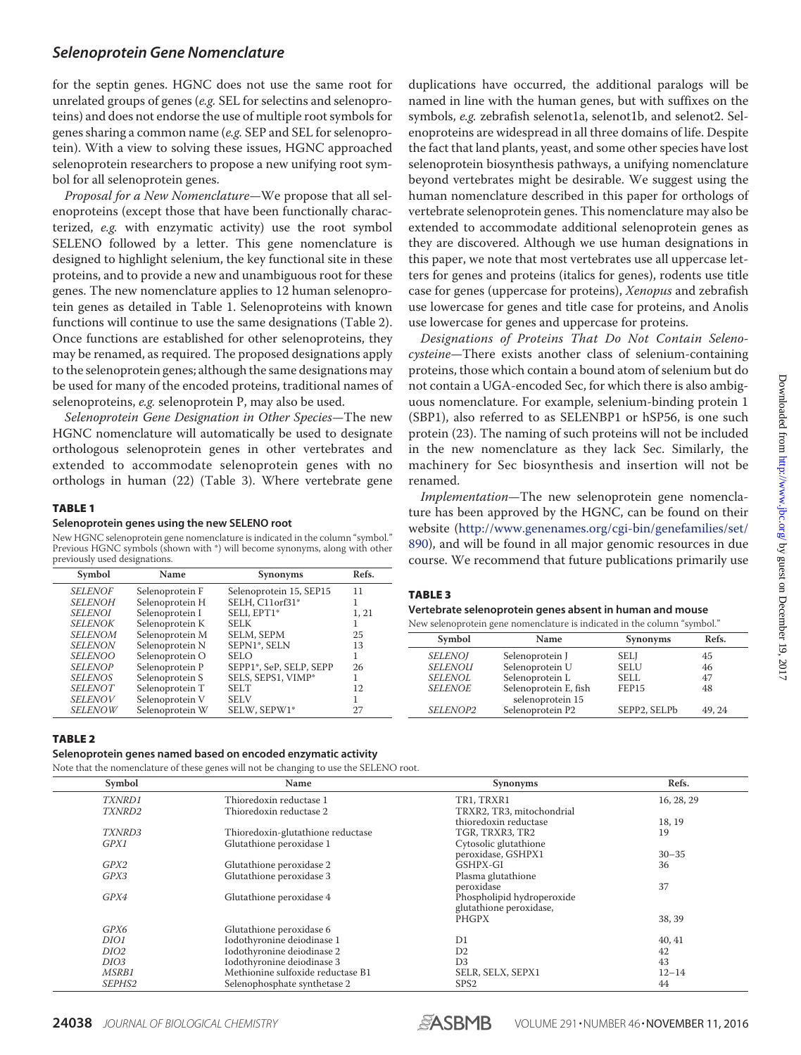for the septin genes. HGNC does not use the same root for unrelated groups of genes (*e.g.* SEL for selectins and selenoproteins) and does not endorse the use of multiple root symbols for genes sharing a common name (*e.g.* SEP and SEL for selenoprotein). With a view to solving these issues, HGNC approached selenoprotein researchers to propose a new unifying root symbol for all selenoprotein genes.

*Proposal for a New Nomenclature*—We propose that all selenoproteins (except those that have been functionally characterized, *e.g.* with enzymatic activity) use the root symbol SELENO followed by a letter. This gene nomenclature is designed to highlight selenium, the key functional site in these proteins, and to provide a new and unambiguous root for these genes. The new nomenclature applies to 12 human selenoprotein genes as detailed in Table 1. Selenoproteins with known functions will continue to use the same designations (Table 2). Once functions are established for other selenoproteins, they may be renamed, as required. The proposed designations apply to the selenoprotein genes; although the same designations may be used for many of the encoded proteins, traditional names of selenoproteins, *e.g.* selenoprotein P, may also be used.

*Selenoprotein Gene Designation in Other Species*—The new HGNC nomenclature will automatically be used to designate orthologous selenoprotein genes in other vertebrates and extended to accommodate selenoprotein genes with no orthologs in human (22) (Table 3). Where vertebrate gene duplications have occurred, the additional paralogs will be named in line with the human genes, but with suffixes on the symbols, *e.g.* zebrafish selenot1a, selenot1b, and selenot2. Selenoproteins are widespread in all three domains of life. Despite the fact that land plants, yeast, and some other species have lost selenoprotein biosynthesis pathways, a unifying nomenclature beyond vertebrates might be desirable. We suggest using the human nomenclature described in this paper for orthologs of vertebrate selenoprotein genes. This nomenclature may also be extended to accommodate additional selenoprotein genes as they are discovered. Although we use human designations in this paper, we note that most vertebrates use all uppercase letters for genes and proteins (italics for genes), rodents use title case for genes (uppercase for proteins), *Xenopus* and zebrafish use lowercase for genes and title case for proteins, and Anolis use lowercase for genes and uppercase for proteins.

*Designations of Proteins That Do Not Contain Selenocysteine*—There exists another class of selenium-containing proteins, those which contain a bound atom of selenium but do not contain a UGA-encoded Sec, for which there is also ambiguous nomenclature. For example, selenium-binding protein 1 (SBP1), also referred to as SELENBP1 or hSP56, is one such protein (23). The naming of such proteins will not be included in the new nomenclature as they lack Sec. Similarly, the machinery for Sec biosynthesis and insertion will not be renamed.

*Implementation*—The new selenoprotein gene nomenclature has been approved by the HGNC, can be found on their website (http://www.genenames.org/cgi-bin/genefamilies/set/890), and will be found in all major genomic resources in due course. We recommend that future publications primarily use

**TABLE 1**

**Selenoprotein genes using the new SELENO root**

New HGNC selenoprotein gene nomenclature is indicated in the column "symbol." Previous HGNC symbols (shown with *) will become synonyms, along with other previously used designations.

| Symbol | Name | Synonyms | Refs. |
|---|---|---|---|
| *SELENOF* | Selenoprotein F | Selenoprotein 15, SEP15 | 11 |
| *SELENOH* | Selenoprotein H | SELH, C11orf31* | 1 |
| *SELENOI* | Selenoprotein I | SELI, EPT1* | 1, 21 |
| *SELENOK* | Selenoprotein K | SELK | 1 |
| *SELENOM* | Selenoprotein M | SELM, SEPM | 25 |
| *SELENON* | Selenoprotein N | SEPN1*, SELN | 13 |
| *SELENOO* | Selenoprotein O | SELO | 1 |
| *SELENOP* | Selenoprotein P | SEPP1*, SeP, SELP, SEPP | 26 |
| *SELENOS* | Selenoprotein S | SELS, SEPS1, VIMP* | 1 |
| *SELENOT* | Selenoprotein T | SELT | 12 |
| *SELENOV* | Selenoprotein V | SELV | 1 |
| *SELENOW* | Selenoprotein W | SELW, SEPW1* | 27 |

**TABLE 3**

**Vertebrate selenoprotein genes absent in human and mouse**

New selenoprotein gene nomenclature is indicated in the column "symbol."

| Symbol | Name | Synonyms | Refs. |
|---|---|---|---|
| *SELENOJ* | Selenoprotein J | SELJ | 45 |
| *SELENOU* | Selenoprotein U | SELU | 46 |
| *SELENOL* | Selenoprotein L | SELL | 47 |
| *SELENOE* | Selenoprotein E, fish selenoprotein 15 | FEP15 | 48 |
| *SELENOP2* | Selenoprotein P2 | SEPP2, SELPb | 49, 24 |

**TABLE 2**

**Selenoprotein genes named based on encoded enzymatic activity**

Note that the nomenclature of these genes will not be changing to use the SELENO root.

| Symbol | Name | Synonyms | Refs. |
|---|---|---|---|
| *TXNRD1* | Thioredoxin reductase 1 | TR1, TRXR1 | 16, 28, 29 |
| *TXNRD2* | Thioredoxin reductase 2 | TRXR2, TR3, mitochondrial thioredoxin reductase | 18, 19 |
| *TXNRD3* | Thioredoxin-glutathione reductase | TGR, TRXR3, TR2 | 19 |
| *GPX1* | Glutathione peroxidase 1 | Cytosolic glutathione peroxidase, GSHPX1 | 30–35 |
| *GPX2* | Glutathione peroxidase 2 | GSHPX-GI | 36 |
| *GPX3* | Glutathione peroxidase 3 | Plasma glutathione peroxidase | 37 |
| *GPX4* | Glutathione peroxidase 4 | Phospholipid hydroperoxide glutathione peroxidase, PHGPX | 38, 39 |
| *GPX6* | Glutathione peroxidase 6 | | |
| *DIO1* | Iodothyronine deiodinase 1 | D1 | 40, 41 |
| *DIO2* | Iodothyronine deiodinase 2 | D2 | 42 |
| *DIO3* | Iodothyronine deiodinase 3 | D3 | 43 |
| *MSRB1* | Methionine sulfoxide reductase B1 | SELR, SELX, SEPX1 | 12–14 |
| *SEPHS2* | Selenophosphate synthetase 2 | SPS2 | 44 |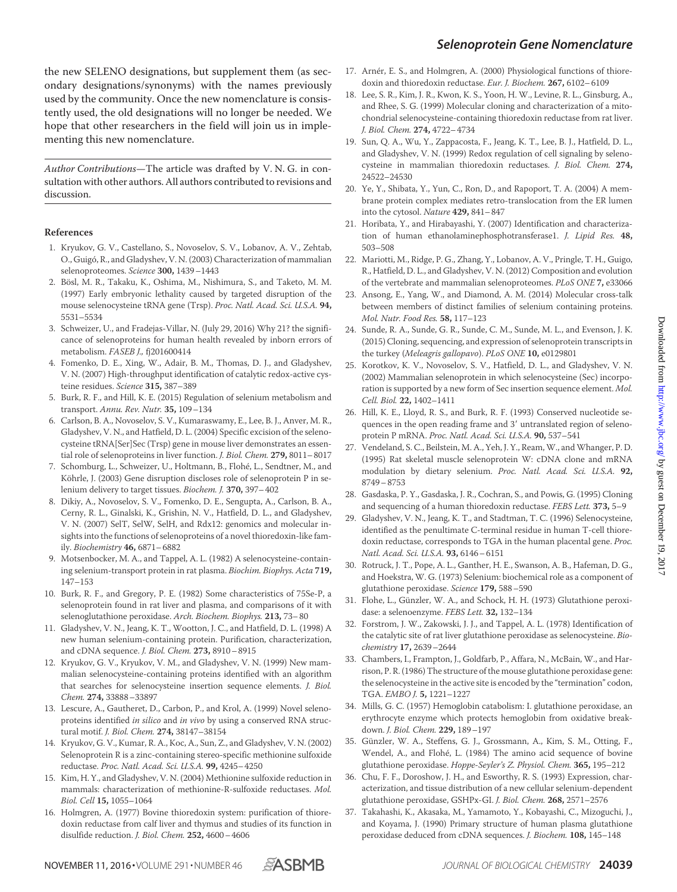the new SELENO designations, but supplement them (as secondary designations/synonyms) with the names previously used by the community. Once the new nomenclature is consistently used, the old designations will no longer be needed. We hope that other researchers in the field will join us in implementing this new nomenclature.

*Author Contributions*—The article was drafted by V. N. G. in consultation with other authors. All authors contributed to revisions and discussion.

## References

1. Kryukov, G. V., Castellano, S., Novoselov, S. V., Lobanov, A. V., Zehtab, O., Guigó, R., and Gladyshev, V. N. (2003) Characterization of mammalian selenoproteomes. *Science* **300,** 1439–1443
2. Bösl, M. R., Takaku, K., Oshima, M., Nishimura, S., and Taketo, M. M. (1997) Early embryonic lethality caused by targeted disruption of the mouse selenocysteine tRNA gene (Trsp). *Proc. Natl. Acad. Sci. U.S.A.* **94,** 5531–5534
3. Schweizer, U., and Fradejas-Villar, N. (July 29, 2016) Why 21? the significance of selenoproteins for human health revealed by inborn errors of metabolism. *FASEB J.,* fj201600414
4. Fomenko, D. E., Xing, W., Adair, B. M., Thomas, D. J., and Gladyshev, V. N. (2007) High-throughput identification of catalytic redox-active cysteine residues. *Science* **315,** 387–389
5. Burk, R. F., and Hill, K. E. (2015) Regulation of selenium metabolism and transport. *Annu. Rev. Nutr.* **35,** 109–134
6. Carlson, B. A., Novoselov, S. V., Kumaraswamy, E., Lee, B. J., Anver, M. R., Gladyshev, V. N., and Hatfield, D. L. (2004) Specific excision of the selenocysteine tRNA[Ser]Sec (Trsp) gene in mouse liver demonstrates an essential role of selenoproteins in liver function. *J. Biol. Chem.* **279,** 8011–8017
7. Schomburg, L., Schweizer, U., Holtmann, B., Flohé, L., Sendtner, M., and Köhrle, J. (2003) Gene disruption discloses role of selenoprotein P in selenium delivery to target tissues. *Biochem. J.* **370,** 397–402
8. Dikiy, A., Novoselov, S. V., Fomenko, D. E., Sengupta, A., Carlson, B. A., Cerny, R. L., Ginalski, K., Grishin, N. V., Hatfield, D. L., and Gladyshev, V. N. (2007) SelT, SelW, SelH, and Rdx12: genomics and molecular insights into the functions of selenoproteins of a novel thioredoxin-like family. *Biochemistry* **46,** 6871–6882
9. Motsenbocker, M. A., and Tappel, A. L. (1982) A selenocysteine-containing selenium-transport protein in rat plasma. *Biochim. Biophys. Acta* **719,** 147–153
10. Burk, R. F., and Gregory, P. E. (1982) Some characteristics of 75Se-P, a selenoprotein found in rat liver and plasma, and comparisons of it with selenoglutathione peroxidase. *Arch. Biochem. Biophys.* **213,** 73–80
11. Gladyshev, V. N., Jeang, K. T., Wootton, J. C., and Hatfield, D. L. (1998) A new human selenium-containing protein. Purification, characterization, and cDNA sequence. *J. Biol. Chem.* **273,** 8910–8915
12. Kryukov, G. V., Kryukov, V. M., and Gladyshev, V. N. (1999) New mammalian selenocysteine-containing proteins identified with an algorithm that searches for selenocysteine insertion sequence elements. *J. Biol. Chem.* **274,** 33888–33897
13. Lescure, A., Gautheret, D., Carbon, P., and Krol, A. (1999) Novel selenoproteins identified *in silico* and *in vivo* by using a conserved RNA structural motif. *J. Biol. Chem.* **274,** 38147–38154
14. Kryukov, G. V., Kumar, R. A., Koc, A., Sun, Z., and Gladyshev, V. N. (2002) Selenoprotein R is a zinc-containing stereo-specific methionine sulfoxide reductase. *Proc. Natl. Acad. Sci. U.S.A.* **99,** 4245–4250
15. Kim, H. Y., and Gladyshev, V. N. (2004) Methionine sulfoxide reduction in mammals: characterization of methionine-R-sulfoxide reductases. *Mol. Biol. Cell* **15,** 1055–1064
16. Holmgren, A. (1977) Bovine thioredoxin system: purification of thioredoxin reductase from calf liver and thymus and studies of its function in disulfide reduction. *J. Biol. Chem.* **252,** 4600–4606
17. Arnér, E. S., and Holmgren, A. (2000) Physiological functions of thioredoxin and thioredoxin reductase. *Eur. J. Biochem.* **267,** 6102–6109
18. Lee, S. R., Kim, J. R., Kwon, K. S., Yoon, H. W., Levine, R. L., Ginsburg, A., and Rhee, S. G. (1999) Molecular cloning and characterization of a mitochondrial selenocysteine-containing thioredoxin reductase from rat liver. *J. Biol. Chem.* **274,** 4722–4734
19. Sun, Q. A., Wu, Y., Zappacosta, F., Jeang, K. T., Lee, B. J., Hatfield, D. L., and Gladyshev, V. N. (1999) Redox regulation of cell signaling by selenocysteine in mammalian thioredoxin reductases. *J. Biol. Chem.* **274,** 24522–24530
20. Ye, Y., Shibata, Y., Yun, C., Ron, D., and Rapoport, T. A. (2004) A membrane protein complex mediates retro-translocation from the ER lumen into the cytosol. *Nature* **429,** 841–847
21. Horibata, Y., and Hirabayashi, Y. (2007) Identification and characterization of human ethanolaminephosphotransferase1. *J. Lipid Res.* **48,** 503–508
22. Mariotti, M., Ridge, P. G., Zhang, Y., Lobanov, A. V., Pringle, T. H., Guigo, R., Hatfield, D. L., and Gladyshev, V. N. (2012) Composition and evolution of the vertebrate and mammalian selenoproteomes. *PLoS ONE* **7,** e33066
23. Ansong, E., Yang, W., and Diamond, A. M. (2014) Molecular cross-talk between members of distinct families of selenium containing proteins. *Mol. Nutr. Food Res.* **58,** 117–123
24. Sunde, R. A., Sunde, G. R., Sunde, C. M., Sunde, M. L., and Evenson, J. K. (2015) Cloning, sequencing, and expression of selenoprotein transcripts in the turkey (*Meleagris gallopavo*). *PLoS ONE* **10,** e0129801
25. Korotkov, K. V., Novoselov, S. V., Hatfield, D. L., and Gladyshev, V. N. (2002) Mammalian selenoprotein in which selenocysteine (Sec) incorporation is supported by a new form of Sec insertion sequence element. *Mol. Cell. Biol.* **22,** 1402–1411
26. Hill, K. E., Lloyd, R. S., and Burk, R. F. (1993) Conserved nucleotide sequences in the open reading frame and 3′ untranslated region of selenoprotein P mRNA. *Proc. Natl. Acad. Sci. U.S.A.* **90,** 537–541
27. Vendeland, S. C., Beilstein, M. A., Yeh, J. Y., Ream, W., and Whanger, P. D. (1995) Rat skeletal muscle selenoprotein W: cDNA clone and mRNA modulation by dietary selenium. *Proc. Natl. Acad. Sci. U.S.A.* **92,** 8749–8753
28. Gasdaska, P. Y., Gasdaska, J. R., Cochran, S., and Powis, G. (1995) Cloning and sequencing of a human thioredoxin reductase. *FEBS Lett.* **373,** 5–9
29. Gladyshev, V. N., Jeang, K. T., and Stadtman, T. C. (1996) Selenocysteine, identified as the penultimate C-terminal residue in human T-cell thioredoxin reductase, corresponds to TGA in the human placental gene. *Proc. Natl. Acad. Sci. U.S.A.* **93,** 6146–6151
30. Rotruck, J. T., Pope, A. L., Ganther, H. E., Swanson, A. B., Hafeman, D. G., and Hoekstra, W. G. (1973) Selenium: biochemical role as a component of glutathione peroxidase. *Science* **179,** 588–590
31. Flohe, L., Günzler, W. A., and Schock, H. H. (1973) Glutathione peroxidase: a selenoenzyme. *FEBS Lett.* **32,** 132–134
32. Forstrom, J. W., Zakowski, J. J., and Tappel, A. L. (1978) Identification of the catalytic site of rat liver glutathione peroxidase as selenocysteine. *Biochemistry* **17,** 2639–2644
33. Chambers, I., Frampton, J., Goldfarb, P., Affara, N., McBain, W., and Harrison, P. R. (1986) The structure of the mouse glutathione peroxidase gene: the selenocysteine in the active site is encoded by the "termination" codon, TGA. *EMBO J.* **5,** 1221–1227
34. Mills, G. C. (1957) Hemoglobin catabolism: I. glutathione peroxidase, an erythrocyte enzyme which protects hemoglobin from oxidative breakdown. *J. Biol. Chem.* **229,** 189–197
35. Günzler, W. A., Steffens, G. J., Grossmann, A., Kim, S. M., Otting, F., Wendel, A., and Flohé, L. (1984) The amino acid sequence of bovine glutathione peroxidase. *Hoppe-Seyler's Z. Physiol. Chem.* **365,** 195–212
36. Chu, F. F., Doroshow, J. H., and Esworthy, R. S. (1993) Expression, characterization, and tissue distribution of a new cellular selenium-dependent glutathione peroxidase, GSHPx-GI. *J. Biol. Chem.* **268,** 2571–2576
37. Takahashi, K., Akasaka, M., Yamamoto, Y., Kobayashi, C., Mizoguchi, J., and Koyama, J. (1990) Primary structure of human plasma glutathione peroxidase deduced from cDNA sequences. *J. Biochem.* **108,** 145–148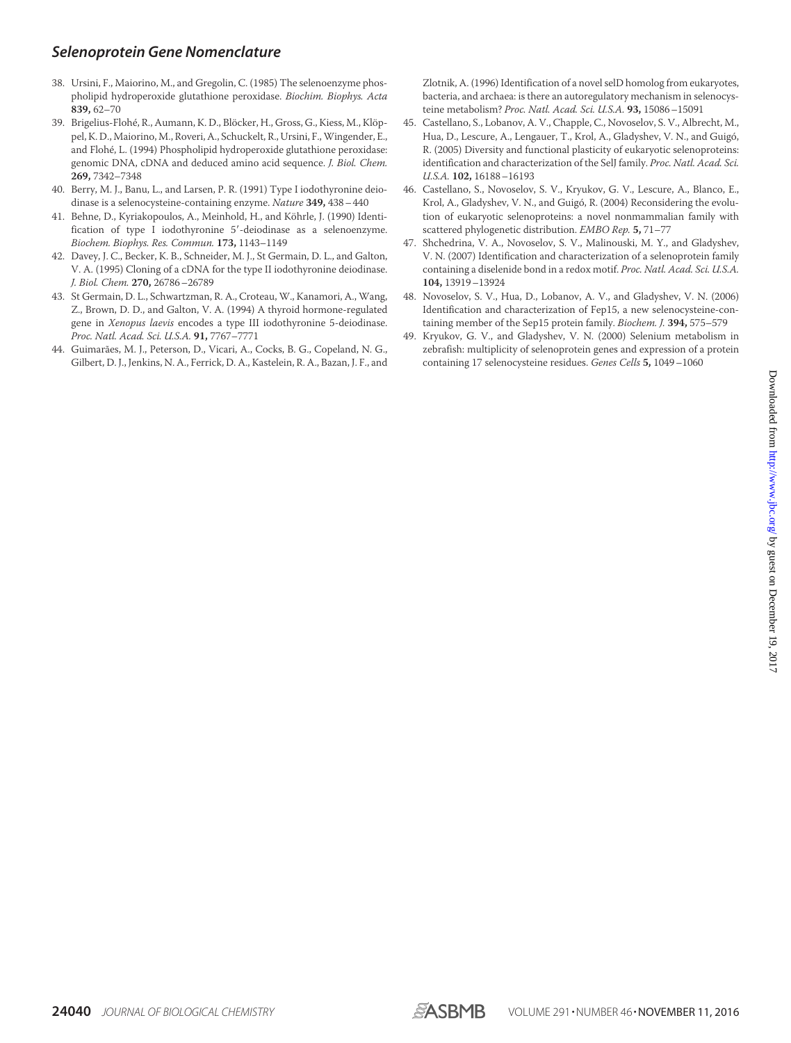38. Ursini, F., Maiorino, M., and Gregolin, C. (1985) The selenoenzyme phospholipid hydroperoxide glutathione peroxidase. *Biochim. Biophys. Acta* **839,** 62–70
39. Brigelius-Flohé, R., Aumann, K. D., Blöcker, H., Gross, G., Kiess, M., Klöppel, K. D., Maiorino, M., Roveri, A., Schuckelt, R., Ursini, F., Wingender, E., and Flohé, L. (1994) Phospholipid hydroperoxide glutathione peroxidase: genomic DNA, cDNA and deduced amino acid sequence. *J. Biol. Chem.* **269,** 7342–7348
40. Berry, M. J., Banu, L., and Larsen, P. R. (1991) Type I iodothyronine deiodinase is a selenocysteine-containing enzyme. *Nature* **349,** 438–440
41. Behne, D., Kyriakopoulos, A., Meinhold, H., and Köhrle, J. (1990) Identification of type I iodothyronine 5′-deiodinase as a selenoenzyme. *Biochem. Biophys. Res. Commun.* **173,** 1143–1149
42. Davey, J. C., Becker, K. B., Schneider, M. J., St Germain, D. L., and Galton, V. A. (1995) Cloning of a cDNA for the type II iodothyronine deiodinase. *J. Biol. Chem.* **270,** 26786–26789
43. St Germain, D. L., Schwartzman, R. A., Croteau, W., Kanamori, A., Wang, Z., Brown, D. D., and Galton, V. A. (1994) A thyroid hormone-regulated gene in *Xenopus laevis* encodes a type III iodothyronine 5-deiodinase. *Proc. Natl. Acad. Sci. U.S.A.* **91,** 7767–7771
44. Guimarães, M. J., Peterson, D., Vicari, A., Cocks, B. G., Copeland, N. G., Gilbert, D. J., Jenkins, N. A., Ferrick, D. A., Kastelein, R. A., Bazan, J. F., and Zlotnik, A. (1996) Identification of a novel selD homolog from eukaryotes, bacteria, and archaea: is there an autoregulatory mechanism in selenocysteine metabolism? *Proc. Natl. Acad. Sci. U.S.A.* **93,** 15086–15091
45. Castellano, S., Lobanov, A. V., Chapple, C., Novoselov, S. V., Albrecht, M., Hua, D., Lescure, A., Lengauer, T., Krol, A., Gladyshev, V. N., and Guigó, R. (2005) Diversity and functional plasticity of eukaryotic selenoproteins: identification and characterization of the SelJ family. *Proc. Natl. Acad. Sci. U.S.A.* **102,** 16188–16193
46. Castellano, S., Novoselov, S. V., Kryukov, G. V., Lescure, A., Blanco, E., Krol, A., Gladyshev, V. N., and Guigó, R. (2004) Reconsidering the evolution of eukaryotic selenoproteins: a novel nonmammalian family with scattered phylogenetic distribution. *EMBO Rep.* **5,** 71–77
47. Shchedrina, V. A., Novoselov, S. V., Malinouski, M. Y., and Gladyshev, V. N. (2007) Identification and characterization of a selenoprotein family containing a diselenide bond in a redox motif. *Proc. Natl. Acad. Sci. U.S.A.* **104,** 13919–13924
48. Novoselov, S. V., Hua, D., Lobanov, A. V., and Gladyshev, V. N. (2006) Identification and characterization of Fep15, a new selenocysteine-containing member of the Sep15 protein family. *Biochem. J.* **394,** 575–579
49. Kryukov, G. V., and Gladyshev, V. N. (2000) Selenium metabolism in zebrafish: multiplicity of selenoprotein genes and expression of a protein containing 17 selenocysteine residues. *Genes Cells* **5,** 1049–1060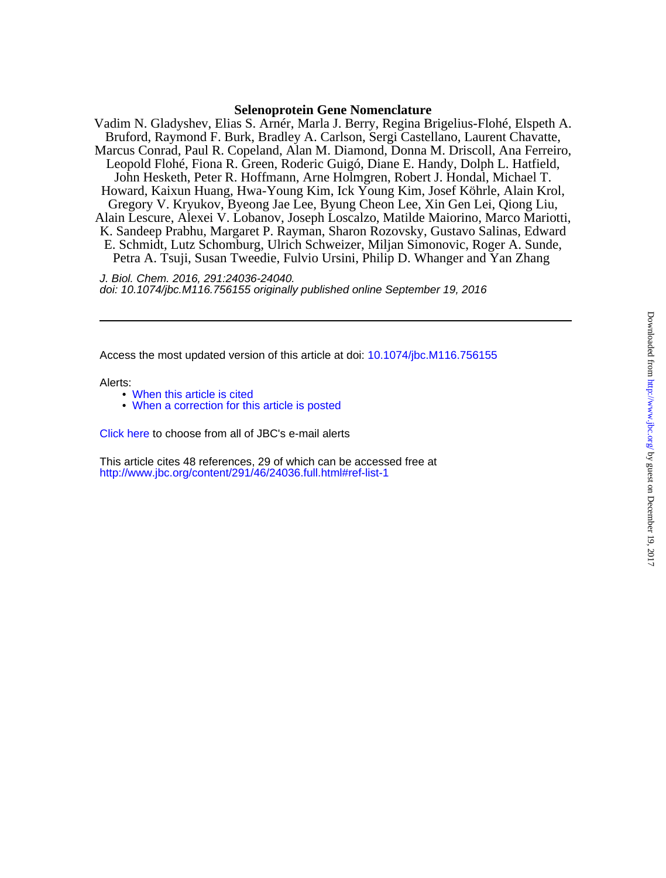# Selenoprotein Gene Nomenclature

Vadim N. Gladyshev, Elias S. Arnér, Marla J. Berry, Regina Brigelius-Flohé, Elspeth A. Bruford, Raymond F. Burk, Bradley A. Carlson, Sergi Castellano, Laurent Chavatte, Marcus Conrad, Paul R. Copeland, Alan M. Diamond, Donna M. Driscoll, Ana Ferreiro, Leopold Flohé, Fiona R. Green, Roderic Guigó, Diane E. Handy, Dolph L. Hatfield, John Hesketh, Peter R. Hoffmann, Arne Holmgren, Robert J. Hondal, Michael T. Howard, Kaixun Huang, Hwa-Young Kim, Ick Young Kim, Josef Köhrle, Alain Krol, Gregory V. Kryukov, Byeong Jae Lee, Byung Cheon Lee, Xin Gen Lei, Qiong Liu, Alain Lescure, Alexei V. Lobanov, Joseph Loscalzo, Matilde Maiorino, Marco Mariotti, K. Sandeep Prabhu, Margaret P. Rayman, Sharon Rozovsky, Gustavo Salinas, Edward E. Schmidt, Lutz Schomburg, Ulrich Schweizer, Miljan Simonovic, Roger A. Sunde, Petra A. Tsuji, Susan Tweedie, Fulvio Ursini, Philip D. Whanger and Yan Zhang

*J. Biol. Chem. 2016, 291:24036-24040.*
*doi: 10.1074/jbc.M116.756155 originally published online September 19, 2016*

---

Access the most updated version of this article at doi: 10.1074/jbc.M116.756155

Alerts:

- When this article is cited
- When a correction for this article is posted

Click here to choose from all of JBC's e-mail alerts

This article cites 48 references, 29 of which can be accessed free at
http://www.jbc.org/content/291/46/24036.full.html#ref-list-1